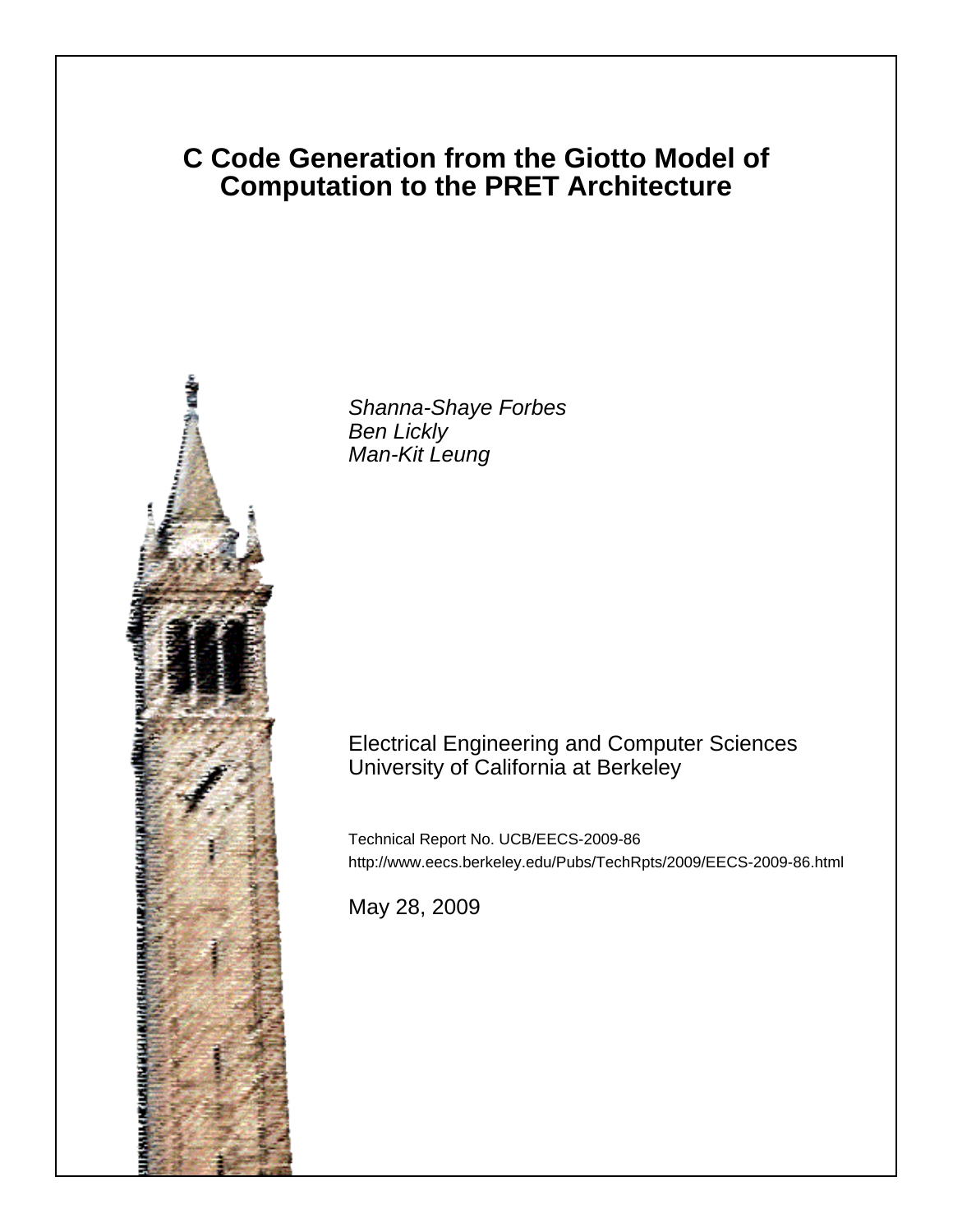# C Code Generation from the Giotto Model of Computation to the PRET Architecture

*Shanna-Shaye Forbes*
*Ben Lickly*
*Man-Kit Leung*

Electrical Engineering and Computer Sciences
University of California at Berkeley

Technical Report No. UCB/EECS-2009-86
http://www.eecs.berkeley.edu/Pubs/TechRpts/2009/EECS-2009-86.html

May 28, 2009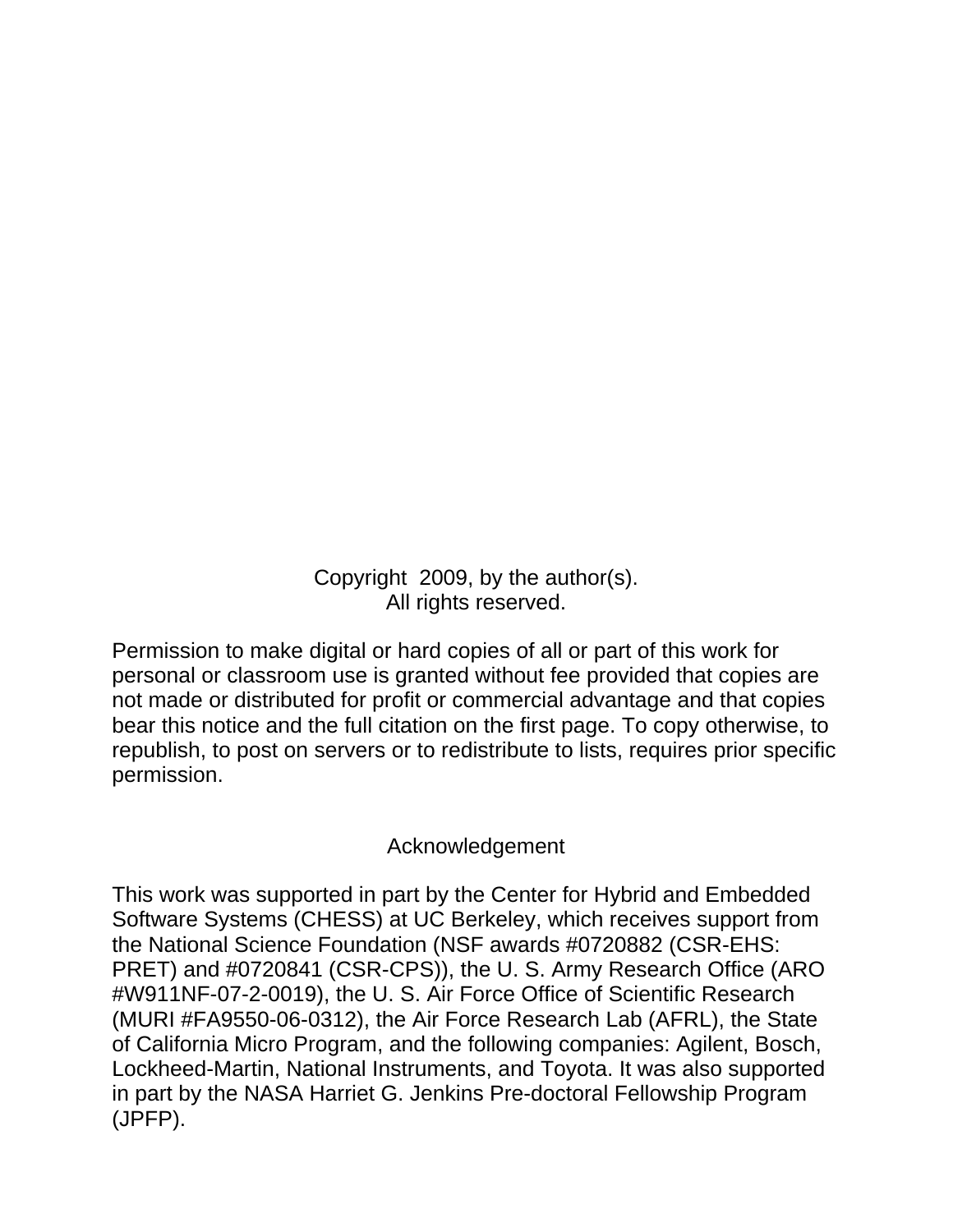Copyright 2009, by the author(s).
All rights reserved.

Permission to make digital or hard copies of all or part of this work for personal or classroom use is granted without fee provided that copies are not made or distributed for profit or commercial advantage and that copies bear this notice and the full citation on the first page. To copy otherwise, to republish, to post on servers or to redistribute to lists, requires prior specific permission.

## Acknowledgement

This work was supported in part by the Center for Hybrid and Embedded Software Systems (CHESS) at UC Berkeley, which receives support from the National Science Foundation (NSF awards #0720882 (CSR-EHS: PRET) and #0720841 (CSR-CPS)), the U. S. Army Research Office (ARO #W911NF-07-2-0019), the U. S. Air Force Office of Scientific Research (MURI #FA9550-06-0312), the Air Force Research Lab (AFRL), the State of California Micro Program, and the following companies: Agilent, Bosch, Lockheed-Martin, National Instruments, and Toyota. It was also supported in part by the NASA Harriet G. Jenkins Pre-doctoral Fellowship Program (JPFP).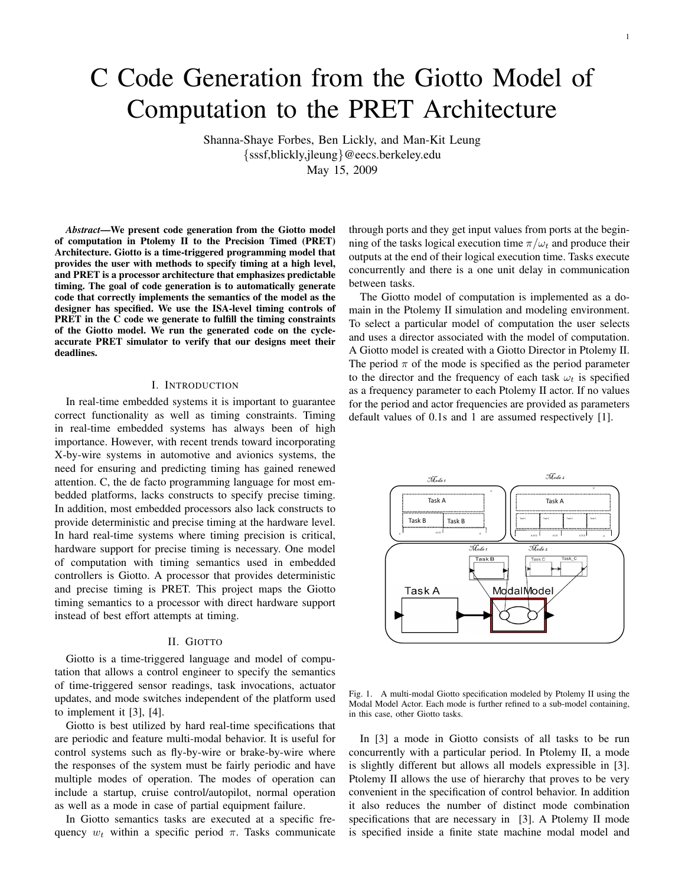# C Code Generation from the Giotto Model of Computation to the PRET Architecture

Shanna-Shaye Forbes, Ben Lickly, and Man-Kit Leung
{sssf,blickly,jleung}@eecs.berkeley.edu
May 15, 2009

***Abstract*—We present code generation from the Giotto model of computation in Ptolemy II to the Precision Timed (PRET) Architecture. Giotto is a time-triggered programming model that provides the user with methods to specify timing at a high level, and PRET is a processor architecture that emphasizes predictable timing. The goal of code generation is to automatically generate code that correctly implements the semantics of the model as the designer has specified. We use the ISA-level timing controls of PRET in the C code we generate to fulfill the timing constraints of the Giotto model. We run the generated code on the cycle-accurate PRET simulator to verify that our designs meet their deadlines.**

## I. Introduction

In real-time embedded systems it is important to guarantee correct functionality as well as timing constraints. Timing in real-time embedded systems has always been of high importance. However, with recent trends toward incorporating X-by-wire systems in automotive and avionics systems, the need for ensuring and predicting timing has gained renewed attention. C, the de facto programming language for most embedded platforms, lacks constructs to specify precise timing. In addition, most embedded processors also lack constructs to provide deterministic and precise timing at the hardware level. In hard real-time systems where timing precision is critical, hardware support for precise timing is necessary. One model of computation with timing semantics used in embedded controllers is Giotto. A processor that provides deterministic and precise timing is PRET. This project maps the Giotto timing semantics to a processor with direct hardware support instead of best effort attempts at timing.

## II. Giotto

Giotto is a time-triggered language and model of computation that allows a control engineer to specify the semantics of time-triggered sensor readings, task invocations, actuator updates, and mode switches independent of the platform used to implement it [3], [4].

Giotto is best utilized by hard real-time specifications that are periodic and feature multi-modal behavior. It is useful for control systems such as fly-by-wire or brake-by-wire where the responses of the system must be fairly periodic and have multiple modes of operation. The modes of operation can include a startup, cruise control/autopilot, normal operation as well as a mode in case of partial equipment failure.

In Giotto semantics tasks are executed at a specific frequency $w_t$ within a specific period $\pi$. Tasks communicate through ports and they get input values from ports at the beginning of the tasks logical execution time $\pi/\omega_t$ and produce their outputs at the end of their logical execution time. Tasks execute concurrently and there is a one unit delay in communication between tasks.

The Giotto model of computation is implemented as a domain in the Ptolemy II simulation and modeling environment. To select a particular model of computation the user selects and uses a director associated with the model of computation. A Giotto model is created with a Giotto Director in Ptolemy II. The period $\pi$ of the mode is specified as the period parameter to the director and the frequency of each task $\omega_t$ is specified as a frequency parameter to each Ptolemy II actor. If no values for the period and actor frequencies are provided as parameters default values of 0.1s and 1 are assumed respectively [1].

Fig. 1. A multi-modal Giotto specification modeled by Ptolemy II using the Modal Model Actor. Each mode is further refined to a sub-model containing, in this case, other Giotto tasks.

In [3] a mode in Giotto consists of all tasks to be run concurrently with a particular period. In Ptolemy II, a mode is slightly different but allows all models expressible in [3]. Ptolemy II allows the use of hierarchy that proves to be very convenient in the specification of control behavior. In addition it also reduces the number of distinct mode combination specifications that are necessary in [3]. A Ptolemy II mode is specified inside a finite state machine modal model and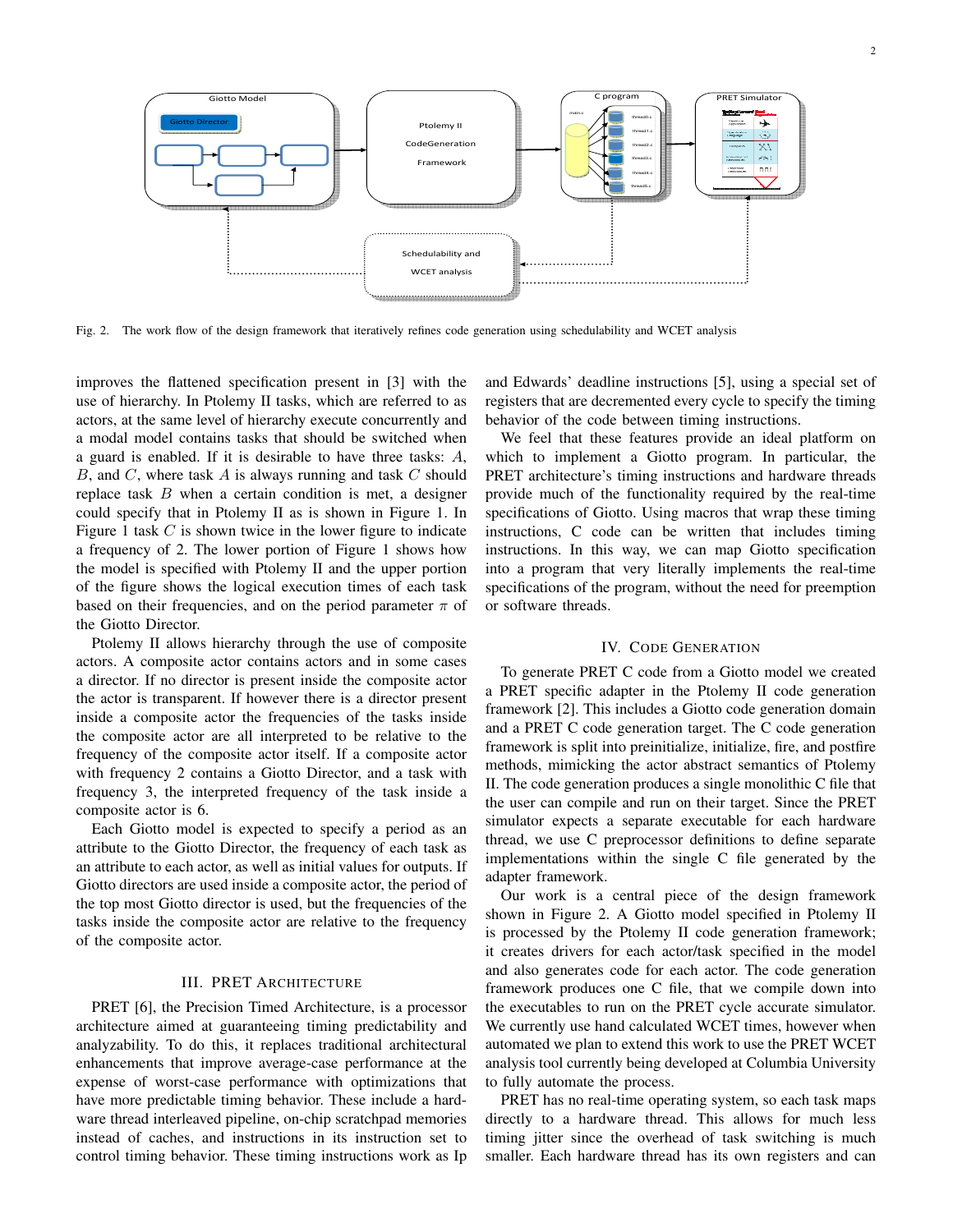Fig. 2. The work flow of the design framework that iteratively refines code generation using schedulability and WCET analysis

improves the flattened specification present in [3] with the use of hierarchy. In Ptolemy II tasks, which are referred to as actors, at the same level of hierarchy execute concurrently and a modal model contains tasks that should be switched when a guard is enabled. If it is desirable to have three tasks: $A$, $B$, and $C$, where task $A$ is always running and task $C$ should replace task $B$ when a certain condition is met, a designer could specify that in Ptolemy II as is shown in Figure 1. In Figure 1 task $C$ is shown twice in the lower figure to indicate a frequency of 2. The lower portion of Figure 1 shows how the model is specified with Ptolemy II and the upper portion of the figure shows the logical execution times of each task based on their frequencies, and on the period parameter $\pi$ of the Giotto Director.

Ptolemy II allows hierarchy through the use of composite actors. A composite actor contains actors and in some cases a director. If no director is present inside the composite actor the actor is transparent. If however there is a director present inside a composite actor the frequencies of the tasks inside the composite actor are all interpreted to be relative to the frequency of the composite actor itself. If a composite actor with frequency 2 contains a Giotto Director, and a task with frequency 3, the interpreted frequency of the task inside a composite actor is 6.

Each Giotto model is expected to specify a period as an attribute to the Giotto Director, the frequency of each task as an attribute to each actor, as well as initial values for outputs. If Giotto directors are used inside a composite actor, the period of the top most Giotto director is used, but the frequencies of the tasks inside the composite actor are relative to the frequency of the composite actor.

## III. PRET Architecture

PRET [6], the Precision Timed Architecture, is a processor architecture aimed at guaranteeing timing predictability and analyzability. To do this, it replaces traditional architectural enhancements that improve average-case performance at the expense of worst-case performance with optimizations that have more predictable timing behavior. These include a hardware thread interleaved pipeline, on-chip scratchpad memories instead of caches, and instructions in its instruction set to control timing behavior. These timing instructions work as Ip and Edwards' deadline instructions [5], using a special set of registers that are decremented every cycle to specify the timing behavior of the code between timing instructions.

We feel that these features provide an ideal platform on which to implement a Giotto program. In particular, the PRET architecture's timing instructions and hardware threads provide much of the functionality required by the real-time specifications of Giotto. Using macros that wrap these timing instructions, C code can be written that includes timing instructions. In this way, we can map Giotto specification into a program that very literally implements the real-time specifications of the program, without the need for preemption or software threads.

## IV. Code Generation

To generate PRET C code from a Giotto model we created a PRET specific adapter in the Ptolemy II code generation framework [2]. This includes a Giotto code generation domain and a PRET C code generation target. The C code generation framework is split into preinitialize, initialize, fire, and postfire methods, mimicking the actor abstract semantics of Ptolemy II. The code generation produces a single monolithic C file that the user can compile and run on their target. Since the PRET simulator expects a separate executable for each hardware thread, we use C preprocessor definitions to define separate implementations within the single C file generated by the adapter framework.

Our work is a central piece of the design framework shown in Figure 2. A Giotto model specified in Ptolemy II is processed by the Ptolemy II code generation framework; it creates drivers for each actor/task specified in the model and also generates code for each actor. The code generation framework produces one C file, that we compile down into the executables to run on the PRET cycle accurate simulator. We currently use hand calculated WCET times, however when automated we plan to extend this work to use the PRET WCET analysis tool currently being developed at Columbia University to fully automate the process.

PRET has no real-time operating system, so each task maps directly to a hardware thread. This allows for much less timing jitter since the overhead of task switching is much smaller. Each hardware thread has its own registers and can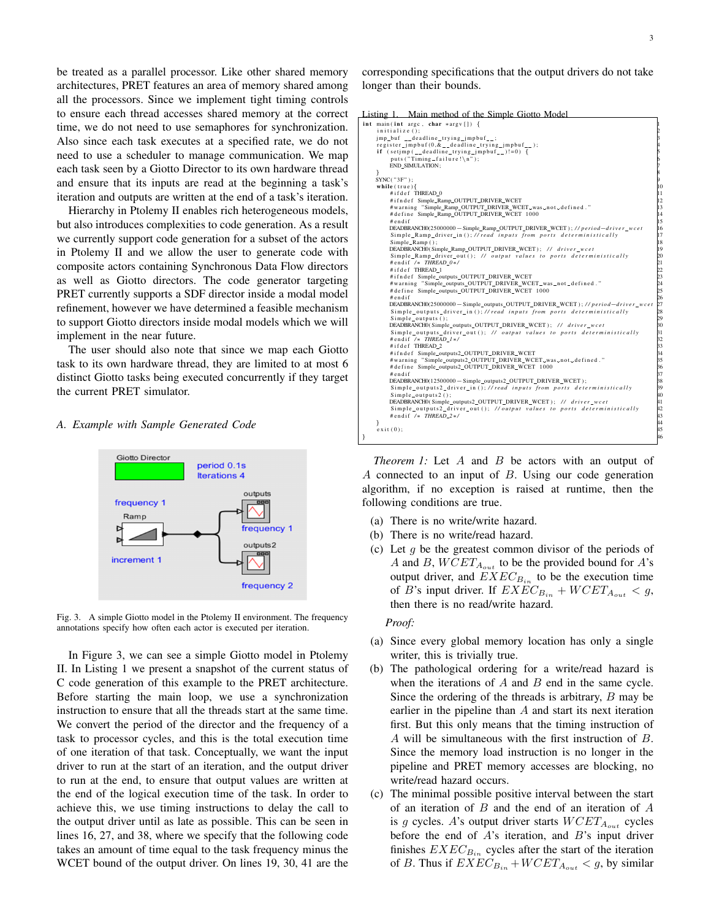be treated as a parallel processor. Like other shared memory architectures, PRET features an area of memory shared among all the processors. Since we implement tight timing controls to ensure each thread accesses shared memory at the correct time, we do not need to use semaphores for synchronization. Also since each task executes at a specified rate, we do not need to use a scheduler to manage communication. We map each task seen by a Giotto Director to its own hardware thread and ensure that its inputs are read at the beginning a task's iteration and outputs are written at the end of a task's iteration.

Hierarchy in Ptolemy II enables rich heterogeneous models, but also introduces complexities to code generation. As a result we currently support code generation for a subset of the actors in Ptolemy II and we allow the user to generate code with composite actors containing Synchronous Data Flow directors as well as Giotto directors. The code generator targeting PRET currently supports a SDF director inside a modal model refinement, however we have determined a feasible mechanism to support Giotto directors inside modal models which we will implement in the near future.

The user should also note that since we map each Giotto task to its own hardware thread, they are limited to at most 6 distinct Giotto tasks being executed concurrently if they target the current PRET simulator.

### A. Example with Sample Generated Code

Fig. 3. A simple Giotto model in the Ptolemy II environment. The frequency annotations specify how often each actor is executed per iteration.

In Figure 3, we can see a simple Giotto model in Ptolemy II. In Listing 1 we present a snapshot of the current status of C code generation of this example to the PRET architecture. Before starting the main loop, we use a synchronization instruction to ensure that all the threads start at the same time. We convert the period of the director and the frequency of a task to processor cycles, and this is the total execution time of one iteration of that task. Conceptually, we want the input driver to run at the start of an iteration, and the output driver to run at the end, to ensure that output values are written at the end of the logical execution time of the task. In order to achieve this, we use timing instructions to delay the call to the output driver until as late as possible. This can be seen in lines 16, 27, and 38, where we specify that the following code takes an amount of time equal to the task frequency minus the WCET bound of the output driver. On lines 19, 30, 41 are the corresponding specifications that the output drivers do not take longer than their bounds.

Listing 1. Main method of the Simple Giotto Model

```
int main(int argc, char *argv[]) {
    initialize();
    jmp_buf __deadline_trying_jmpbuf__;
    register_jmpbuf(0,&__deadline_trying_jmpbuf__);
    if (setjmp(__deadline_trying_jmpbuf__)!=0) {
        puts("Timing failure!\n");
        END_SIMULATION;
    }
    SYNC("3F");
    while(true){
        #ifdef THREAD_0
        #ifndef Simple_Ramp_OUTPUT_DRIVER_WCET
        #warning "Simple_Ramp_OUTPUT_DRIVER_WCET_was_not_defined."
        #define Simple_Ramp_OUTPUT_DRIVER_WCET 1000
        #endif
        DEADBRANCH0(25000000 - Simple_Ramp_OUTPUT_DRIVER_WCET); //period-driver_wcet
        Simple_Ramp_driver_in(); //read inputs from ports deterministically
        Simple_Ramp();
        DEADBRANCH0(Simple_Ramp_OUTPUT_DRIVER_WCET); // driver_wcet
        Simple_Ramp_driver_out(); // output values to ports deterministically
        #endif /* THREAD_0*/
        #ifdef THREAD_1
        #ifndef Simple_outputs_OUTPUT_DRIVER_WCET
        #warning "Simple_outputs_OUTPUT_DRIVER_WCET_was_not_defined."
        #define Simple_outputs_OUTPUT_DRIVER_WCET 1000
        #endif
        DEADBRANCH0(25000000 - Simple_outputs_OUTPUT_DRIVER_WCET); //period-driver_wcet
        Simple_outputs_driver_in(); //read inputs from ports deterministically
        Simple_outputs();
        DEADBRANCH0(Simple_outputs_OUTPUT_DRIVER_WCET); // driver_wcet
        Simple_outputs_driver_out(); // output values to ports deterministically
        #endif /* THREAD_1*/
        #ifdef THREAD_2
        #ifndef Simple_outputs2_OUTPUT_DRIVER_WCET
        #warning "Simple_outputs2_OUTPUT_DRIVER_WCET_was_not_defined."
        #define Simple_outputs2_OUTPUT_DRIVER_WCET 1000
        #endif
        DEADBRANCH0(12500000 - Simple_outputs2_OUTPUT_DRIVER_WCET);
        Simple_outputs2_driver_in(); //read inputs from ports deterministically
        Simple_outputs2();
        DEADBRANCH0(Simple_outputs2_OUTPUT_DRIVER_WCET); // driver_wcet
        Simple_outputs2_driver_out(); //output values to ports deterministically
        #endif /* THREAD_2*/
    }
    exit(0);
}
```

*Theorem 1:* Let $A$ and $B$ be actors with an output of $A$ connected to an input of $B$. Using our code generation algorithm, if no exception is raised at runtime, then the following conditions are true.

(a) There is no write/write hazard.

(b) There is no write/read hazard.

(c) Let $g$ be the greatest common divisor of the periods of $A$ and $B$, $WCET_{A_{out}}$ to be the provided bound for $A$'s output driver, and $EXEC_{B_{in}}$ to be the execution time of $B$'s input driver. If $EXEC_{B_{in}} + WCET_{A_{out}} < g$, then there is no read/write hazard.

*Proof:*

(a) Since every global memory location has only a single writer, this is trivially true.

(b) The pathological ordering for a write/read hazard is when the iterations of $A$ and $B$ end in the same cycle. Since the ordering of the threads is arbitrary, $B$ may be earlier in the pipeline than $A$ and start its next iteration first. But this only means that the timing instruction of $A$ will be simultaneous with the first instruction of $B$. Since the memory load instruction is no longer in the pipeline and PRET memory accesses are blocking, no write/read hazard occurs.

(c) The minimal possible positive interval between the start of an iteration of $B$ and the end of an iteration of $A$ is $g$ cycles. $A$'s output driver starts $WCET_{A_{out}}$ cycles before the end of $A$'s iteration, and $B$'s input driver finishes $EXEC_{B_{in}}$ cycles after the start of the iteration of $B$. Thus if $EXEC_{B_{in}} + WCET_{A_{out}} < g$, by similar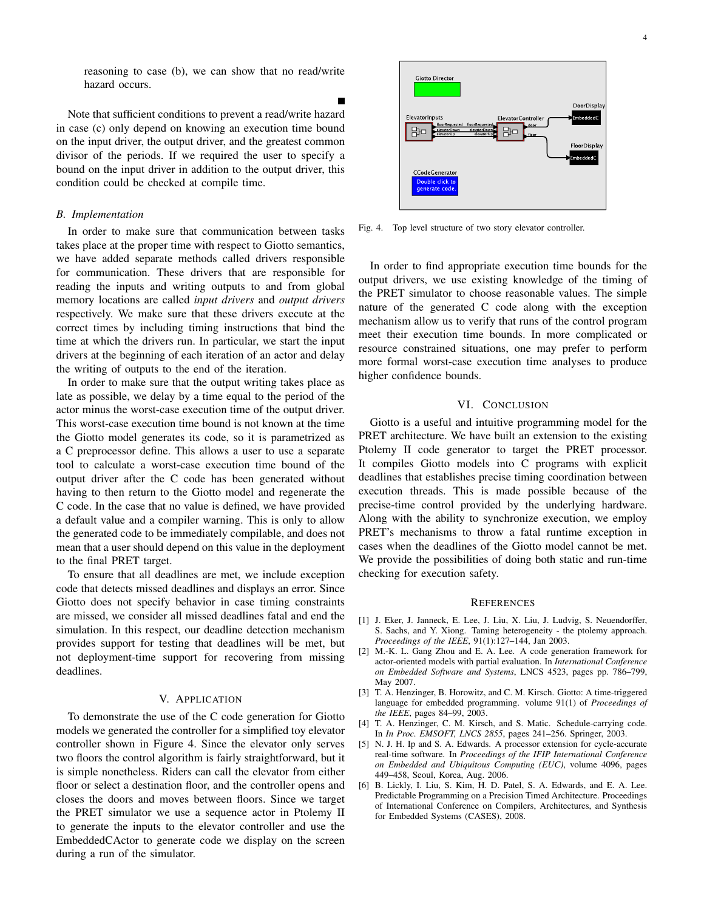reasoning to case (b), we can show that no read/write hazard occurs.

■

Note that sufficient conditions to prevent a read/write hazard in case (c) only depend on knowing an execution time bound on the input driver, the output driver, and the greatest common divisor of the periods. If we required the user to specify a bound on the input driver in addition to the output driver, this condition could be checked at compile time.

### *B. Implementation*

In order to make sure that communication between tasks takes place at the proper time with respect to Giotto semantics, we have added separate methods called drivers responsible for communication. These drivers that are responsible for reading the inputs and writing outputs to and from global memory locations are called *input drivers* and *output drivers* respectively. We make sure that these drivers execute at the correct times by including timing instructions that bind the time at which the drivers run. In particular, we start the input drivers at the beginning of each iteration of an actor and delay the writing of outputs to the end of the iteration.

In order to make sure that the output writing takes place as late as possible, we delay by a time equal to the period of the actor minus the worst-case execution time of the output driver. This worst-case execution time bound is not known at the time the Giotto model generates its code, so it is parametrized as a C preprocessor define. This allows a user to use a separate tool to calculate a worst-case execution time bound of the output driver after the C code has been generated without having to then return to the Giotto model and regenerate the C code. In the case that no value is defined, we have provided a default value and a compiler warning. This is only to allow the generated code to be immediately compilable, and does not mean that a user should depend on this value in the deployment to the final PRET target.

To ensure that all deadlines are met, we include exception code that detects missed deadlines and displays an error. Since Giotto does not specify behavior in case timing constraints are missed, we consider all missed deadlines fatal and end the simulation. In this respect, our deadline detection mechanism provides support for testing that deadlines will be met, but not deployment-time support for recovering from missing deadlines.

## V. Application

To demonstrate the use of the C code generation for Giotto models we generated the controller for a simplified toy elevator controller shown in Figure 4. Since the elevator only serves two floors the control algorithm is fairly straightforward, but it is simple nonetheless. Riders can call the elevator from either floor or select a destination floor, and the controller opens and closes the doors and moves between floors. Since we target the PRET simulator we use a sequence actor in Ptolemy II to generate the inputs to the elevator controller and use the EmbeddedCActor to generate code we display on the screen during a run of the simulator.

Giotto Director
DoorDisplay
EmbeddedC
ElevatorInputs
floorRequested
elevatorDown
elevatorUp
ElevatorController
floorRequested
elevatorDown
elevatorUp
door
floor
FloorDisplay
EmbeddedC
CCodeGenerator
Double click to generate code.

Fig. 4. Top level structure of two story elevator controller.

In order to find appropriate execution time bounds for the output drivers, we use existing knowledge of the timing of the PRET simulator to choose reasonable values. The simple nature of the generated C code along with the exception mechanism allow us to verify that runs of the control program meet their execution time bounds. In more complicated or resource constrained situations, one may prefer to perform more formal worst-case execution time analyses to produce higher confidence bounds.

## VI. Conclusion

Giotto is a useful and intuitive programming model for the PRET architecture. We have built an extension to the existing Ptolemy II code generator to target the PRET processor. It compiles Giotto models into C programs with explicit deadlines that establishes precise timing coordination between execution threads. This is made possible because of the precise-time control provided by the underlying hardware. Along with the ability to synchronize execution, we employ PRET's mechanisms to throw a fatal runtime exception in cases when the deadlines of the Giotto model cannot be met. We provide the possibilities of doing both static and run-time checking for execution safety.

## References

[1] J. Eker, J. Janneck, E. Lee, J. Liu, X. Liu, J. Ludvig, S. Neuendorffer, S. Sachs, and Y. Xiong. Taming heterogeneity - the ptolemy approach. *Proceedings of the IEEE*, 91(1):127–144, Jan 2003.

[2] M.-K. L. Gang Zhou and E. A. Lee. A code generation framework for actor-oriented models with partial evaluation. In *International Conference on Embedded Software and Systems*, LNCS 4523, pages pp. 786–799, May 2007.

[3] T. A. Henzinger, B. Horowitz, and C. M. Kirsch. Giotto: A time-triggered language for embedded programming. volume 91(1) of *Proceedings of the IEEE*, pages 84–99, 2003.

[4] T. A. Henzinger, C. M. Kirsch, and S. Matic. Schedule-carrying code. In *In Proc. EMSOFT, LNCS 2855*, pages 241–256. Springer, 2003.

[5] N. J. H. Ip and S. A. Edwards. A processor extension for cycle-accurate real-time software. In *Proceedings of the IFIP International Conference on Embedded and Ubiquitous Computing (EUC)*, volume 4096, pages 449–458, Seoul, Korea, Aug. 2006.

[6] B. Lickly, I. Liu, S. Kim, H. D. Patel, S. A. Edwards, and E. A. Lee. Predictable Programming on a Precision Timed Architecture. Proceedings of International Conference on Compilers, Architectures, and Synthesis for Embedded Systems (CASES), 2008.